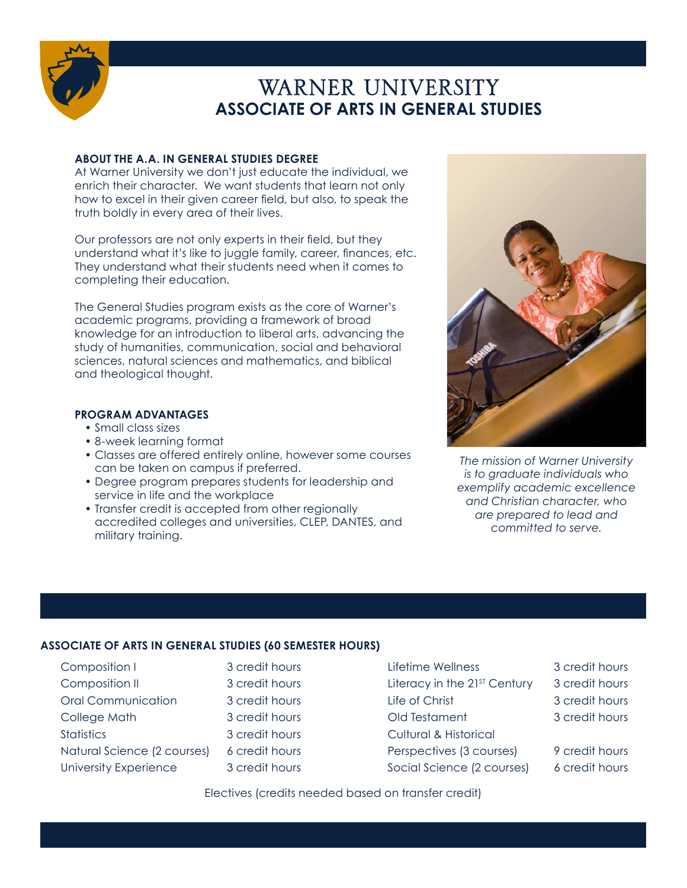# WARNER UNIVERSITY
## ASSOCIATE OF ARTS IN GENERAL STUDIES

### ABOUT THE A.A. IN GENERAL STUDIES DEGREE

At Warner University we don't just educate the individual, we enrich their character. We want students that learn not only how to excel in their given career field, but also, to speak the truth boldly in every area of their lives.

Our professors are not only experts in their field, but they understand what it's like to juggle family, career, finances, etc. They understand what their students need when it comes to completing their education.

The General Studies program exists as the core of Warner's academic programs, providing a framework of broad knowledge for an introduction to liberal arts, advancing the study of humanities, communication, social and behavioral sciences, natural sciences and mathematics, and biblical and theological thought.

### PROGRAM ADVANTAGES

- Small class sizes
- 8-week learning format
- Classes are offered entirely online, however some courses can be taken on campus if preferred.
- Degree program prepares students for leadership and service in life and the workplace
- Transfer credit is accepted from other regionally accredited colleges and universities, CLEP, DANTES, and military training.

*The mission of Warner University is to graduate individuals who exemplify academic excellence and Christian character, who are prepared to lead and committed to serve.*

### ASSOCIATE OF ARTS IN GENERAL STUDIES (60 SEMESTER HOURS)

| Course | Credit Hours | Course | Credit Hours |
|---|---|---|---|
| Composition I | 3 credit hours | Lifetime Wellness | 3 credit hours |
| Composition II | 3 credit hours | Literacy in the 21ST Century | 3 credit hours |
| Oral Communication | 3 credit hours | Life of Christ | 3 credit hours |
| College Math | 3 credit hours | Old Testament | 3 credit hours |
| Statistics | 3 credit hours | Cultural & Historical Perspectives (3 courses) | 9 credit hours |
| Natural Science (2 courses) | 6 credit hours | Social Science (2 courses) | 6 credit hours |
| University Experience | 3 credit hours | | |

Electives (credits needed based on transfer credit)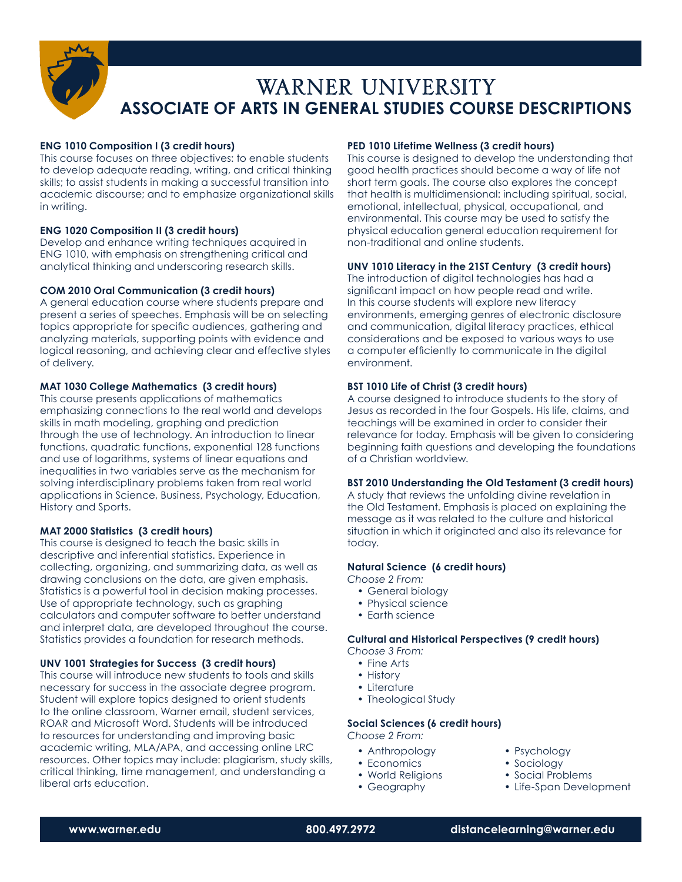# WARNER UNIVERSITY

## ASSOCIATE OF ARTS IN GENERAL STUDIES COURSE DESCRIPTIONS

**ENG 1010 Composition I (3 credit hours)**
This course focuses on three objectives: to enable students to develop adequate reading, writing, and critical thinking skills; to assist students in making a successful transition into academic discourse; and to emphasize organizational skills in writing.

**ENG 1020 Composition II (3 credit hours)**
Develop and enhance writing techniques acquired in ENG 1010, with emphasis on strengthening critical and analytical thinking and underscoring research skills.

**COM 2010 Oral Communication (3 credit hours)**
A general education course where students prepare and present a series of speeches. Emphasis will be on selecting topics appropriate for specific audiences, gathering and analyzing materials, supporting points with evidence and logical reasoning, and achieving clear and effective styles of delivery.

**MAT 1030 College Mathematics (3 credit hours)**
This course presents applications of mathematics emphasizing connections to the real world and develops skills in math modeling, graphing and prediction through the use of technology. An introduction to linear functions, quadratic functions, exponential 128 functions and use of logarithms, systems of linear equations and inequalities in two variables serve as the mechanism for solving interdisciplinary problems taken from real world applications in Science, Business, Psychology, Education, History and Sports.

**MAT 2000 Statistics (3 credit hours)**
This course is designed to teach the basic skills in descriptive and inferential statistics. Experience in collecting, organizing, and summarizing data, as well as drawing conclusions on the data, are given emphasis. Statistics is a powerful tool in decision making processes. Use of appropriate technology, such as graphing calculators and computer software to better understand and interpret data, are developed throughout the course. Statistics provides a foundation for research methods.

**UNV 1001 Strategies for Success (3 credit hours)**
This course will introduce new students to tools and skills necessary for success in the associate degree program. Student will explore topics designed to orient students to the online classroom, Warner email, student services, ROAR and Microsoft Word. Students will be introduced to resources for understanding and improving basic academic writing, MLA/APA, and accessing online LRC resources. Other topics may include: plagiarism, study skills, critical thinking, time management, and understanding a liberal arts education.

**PED 1010 Lifetime Wellness (3 credit hours)**
This course is designed to develop the understanding that good health practices should become a way of life not short term goals. The course also explores the concept that health is multidimensional: including spiritual, social, emotional, intellectual, physical, occupational, and environmental. This course may be used to satisfy the physical education general education requirement for non-traditional and online students.

**UNV 1010 Literacy in the 21ST Century (3 credit hours)**
The introduction of digital technologies has had a significant impact on how people read and write. In this course students will explore new literacy environments, emerging genres of electronic disclosure and communication, digital literacy practices, ethical considerations and be exposed to various ways to use a computer efficiently to communicate in the digital environment.

**BST 1010 Life of Christ (3 credit hours)**
A course designed to introduce students to the story of Jesus as recorded in the four Gospels. His life, claims, and teachings will be examined in order to consider their relevance for today. Emphasis will be given to considering beginning faith questions and developing the foundations of a Christian worldview.

**BST 2010 Understanding the Old Testament (3 credit hours)**
A study that reviews the unfolding divine revelation in the Old Testament. Emphasis is placed on explaining the message as it was related to the culture and historical situation in which it originated and also its relevance for today.

**Natural Science (6 credit hours)**
*Choose 2 From:*

- General biology
- Physical science
- Earth science

**Cultural and Historical Perspectives (9 credit hours)**
*Choose 3 From:*

- Fine Arts
- History
- Literature
- Theological Study

**Social Sciences (6 credit hours)**
*Choose 2 From:*

- Anthropology
- Economics
- World Religions
- Geography
- Psychology
- Sociology
- Social Problems
- Life-Span Development

www.warner.edu | 800.497.2972 | distancelearning@warner.edu